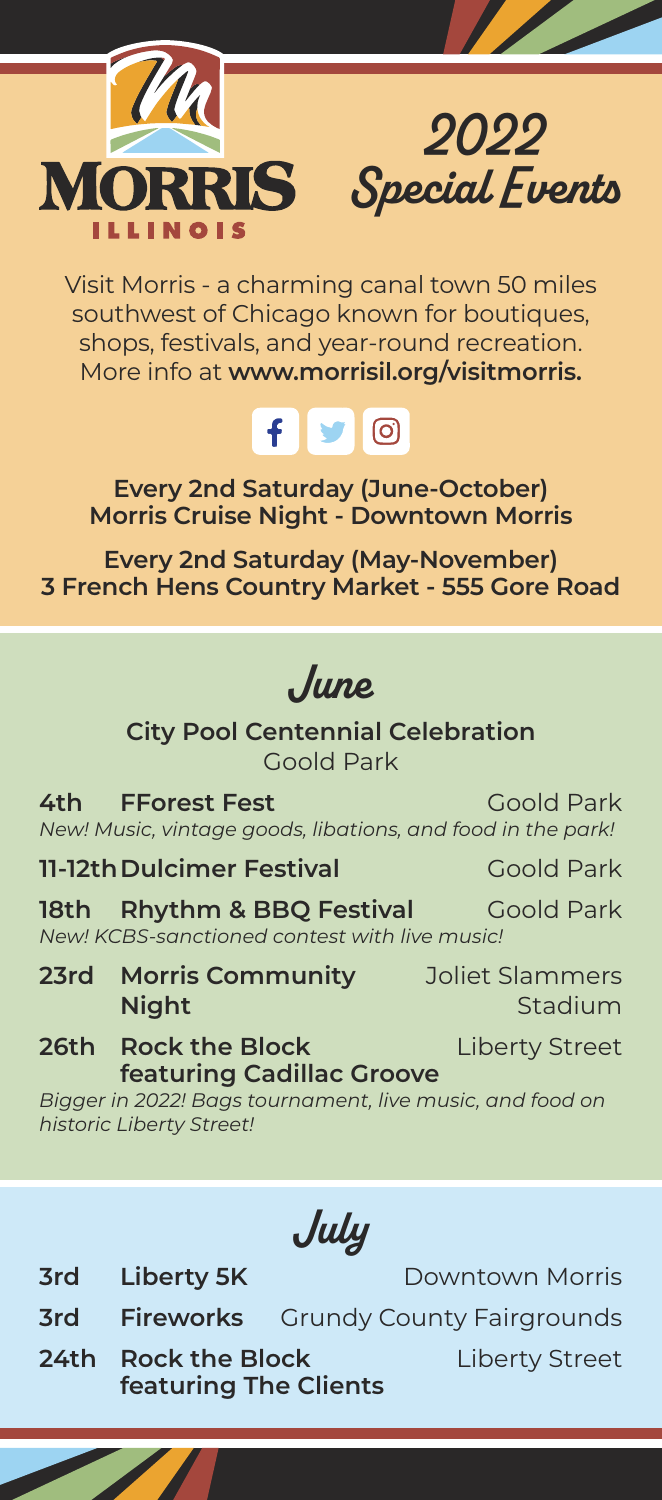# MORRIS ILLINOIS

# 2022 Special Events

Visit Morris - a charming canal town 50 miles southwest of Chicago known for boutiques, shops, festivals, and year-round recreation. More info at **www.morrisil.org/visitmorris.**

**Every 2nd Saturday (June-October)**
**Morris Cruise Night - Downtown Morris**

**Every 2nd Saturday (May-November)**
**3 French Hens Country Market - 555 Gore Road**

## June

**City Pool Centennial Celebration**
Goold Park

**4th FForest Fest** — Goold Park
*New! Music, vintage goods, libations, and food in the park!*

**11-12th Dulcimer Festival** — Goold Park

**18th Rhythm & BBQ Festival** — Goold Park
*New! KCBS-sanctioned contest with live music!*

**23rd Morris Community Night** — Joliet Slammers Stadium

**26th Rock the Block featuring Cadillac Groove** — Liberty Street
*Bigger in 2022! Bags tournament, live music, and food on historic Liberty Street!*

## July

**3rd Liberty 5K** — Downtown Morris

**3rd Fireworks** — Grundy County Fairgrounds

**24th Rock the Block featuring The Clients** — Liberty Street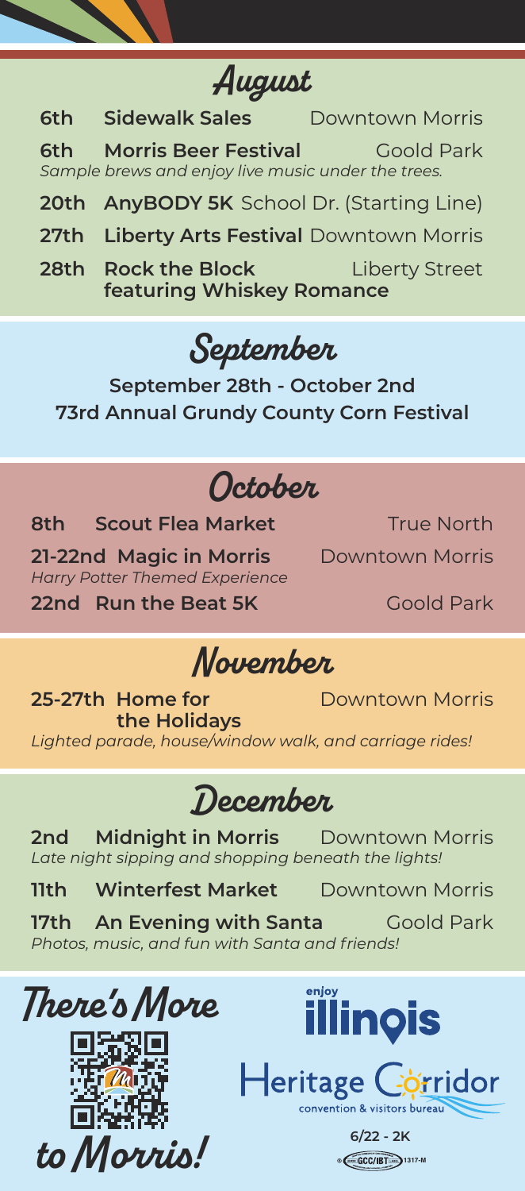## August

**6th** **Sidewalk Sales** Downtown Morris

**6th** **Morris Beer Festival** Goold Park
*Sample brews and enjoy live music under the trees.*

**20th** **AnyBODY 5K** School Dr. (Starting Line)

**27th** **Liberty Arts Festival** Downtown Morris

**28th** **Rock the Block featuring Whiskey Romance** Liberty Street

## September

**September 28th - October 2nd**
**73rd Annual Grundy County Corn Festival**

## October

**8th** **Scout Flea Market** True North

**21-22nd** **Magic in Morris** Downtown Morris
*Harry Potter Themed Experience*

**22nd** **Run the Beat 5K** Goold Park

## November

**25-27th** **Home for the Holidays** Downtown Morris
*Lighted parade, house/window walk, and carriage rides!*

## December

**2nd** **Midnight in Morris** Downtown Morris
*Late night sipping and shopping beneath the lights!*

**11th** **Winterfest Market** Downtown Morris

**17th** **An Evening with Santa** Goold Park
*Photos, music, and fun with Santa and friends!*

There's More to Morris!

enjoy illinois

Heritage Corridor
convention & visitors bureau

6/22 - 2K

GCC/IBT 1317-M